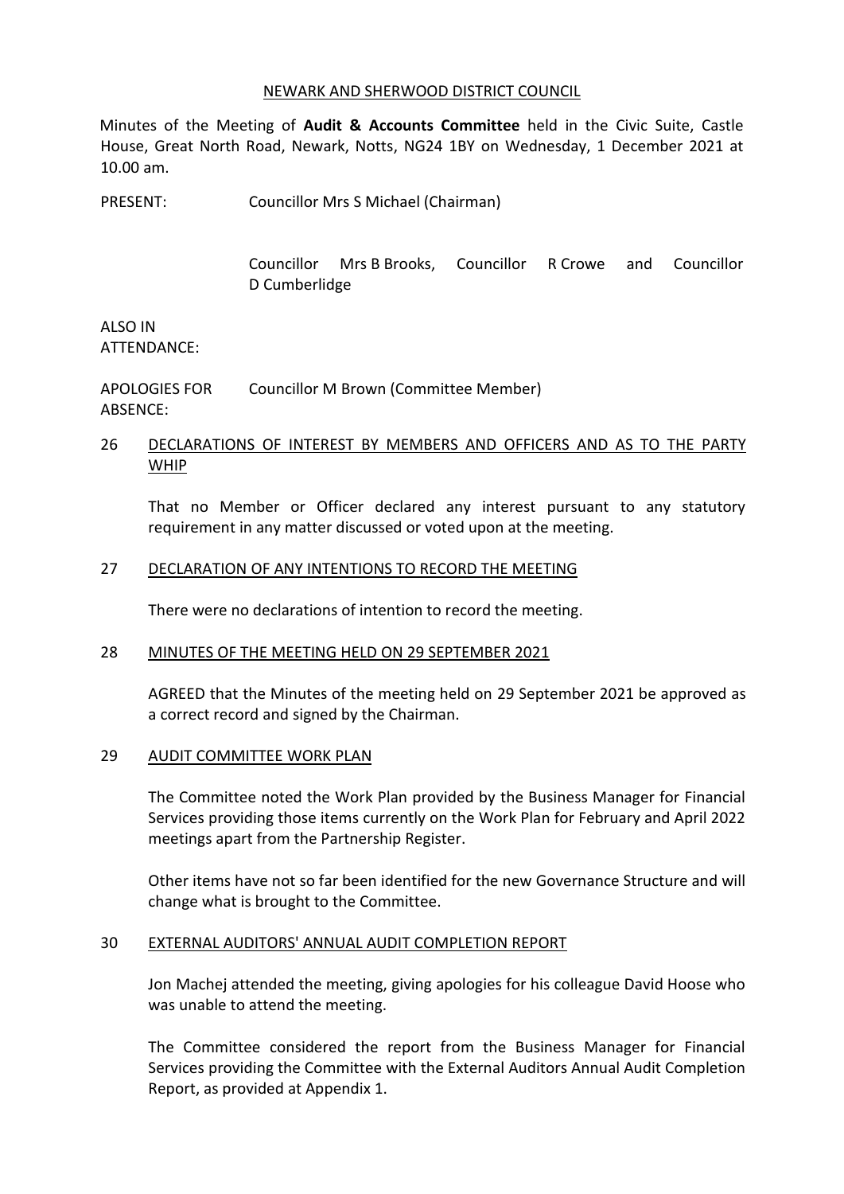NEWARK AND SHERWOOD DISTRICT COUNCIL

Minutes of the Meeting of **Audit & Accounts Committee** held in the Civic Suite, Castle House, Great North Road, Newark, Notts, NG24 1BY on Wednesday, 1 December 2021 at 10.00 am.

PRESENT: Councillor Mrs S Michael (Chairman)

Councillor Mrs B Brooks, Councillor R Crowe and Councillor D Cumberlidge

ALSO IN ATTENDANCE:

APOLOGIES FOR ABSENCE: Councillor M Brown (Committee Member)

## 26 DECLARATIONS OF INTEREST BY MEMBERS AND OFFICERS AND AS TO THE PARTY WHIP

That no Member or Officer declared any interest pursuant to any statutory requirement in any matter discussed or voted upon at the meeting.

## 27 DECLARATION OF ANY INTENTIONS TO RECORD THE MEETING

There were no declarations of intention to record the meeting.

## 28 MINUTES OF THE MEETING HELD ON 29 SEPTEMBER 2021

AGREED that the Minutes of the meeting held on 29 September 2021 be approved as a correct record and signed by the Chairman.

## 29 AUDIT COMMITTEE WORK PLAN

The Committee noted the Work Plan provided by the Business Manager for Financial Services providing those items currently on the Work Plan for February and April 2022 meetings apart from the Partnership Register.

Other items have not so far been identified for the new Governance Structure and will change what is brought to the Committee.

## 30 EXTERNAL AUDITORS' ANNUAL AUDIT COMPLETION REPORT

Jon Machej attended the meeting, giving apologies for his colleague David Hoose who was unable to attend the meeting.

The Committee considered the report from the Business Manager for Financial Services providing the Committee with the External Auditors Annual Audit Completion Report, as provided at Appendix 1.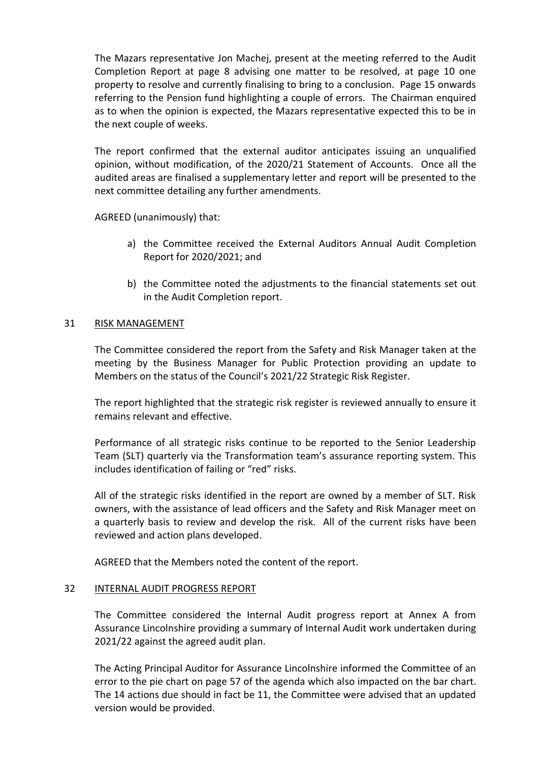The Mazars representative Jon Machej, present at the meeting referred to the Audit Completion Report at page 8 advising one matter to be resolved, at page 10 one property to resolve and currently finalising to bring to a conclusion. Page 15 onwards referring to the Pension fund highlighting a couple of errors. The Chairman enquired as to when the opinion is expected, the Mazars representative expected this to be in the next couple of weeks.

The report confirmed that the external auditor anticipates issuing an unqualified opinion, without modification, of the 2020/21 Statement of Accounts. Once all the audited areas are finalised a supplementary letter and report will be presented to the next committee detailing any further amendments.

AGREED (unanimously) that:

a) the Committee received the External Auditors Annual Audit Completion Report for 2020/2021; and

b) the Committee noted the adjustments to the financial statements set out in the Audit Completion report.

## 31 RISK MANAGEMENT

The Committee considered the report from the Safety and Risk Manager taken at the meeting by the Business Manager for Public Protection providing an update to Members on the status of the Council's 2021/22 Strategic Risk Register.

The report highlighted that the strategic risk register is reviewed annually to ensure it remains relevant and effective.

Performance of all strategic risks continue to be reported to the Senior Leadership Team (SLT) quarterly via the Transformation team's assurance reporting system. This includes identification of failing or "red" risks.

All of the strategic risks identified in the report are owned by a member of SLT. Risk owners, with the assistance of lead officers and the Safety and Risk Manager meet on a quarterly basis to review and develop the risk. All of the current risks have been reviewed and action plans developed.

AGREED that the Members noted the content of the report.

## 32 INTERNAL AUDIT PROGRESS REPORT

The Committee considered the Internal Audit progress report at Annex A from Assurance Lincolnshire providing a summary of Internal Audit work undertaken during 2021/22 against the agreed audit plan.

The Acting Principal Auditor for Assurance Lincolnshire informed the Committee of an error to the pie chart on page 57 of the agenda which also impacted on the bar chart. The 14 actions due should in fact be 11, the Committee were advised that an updated version would be provided.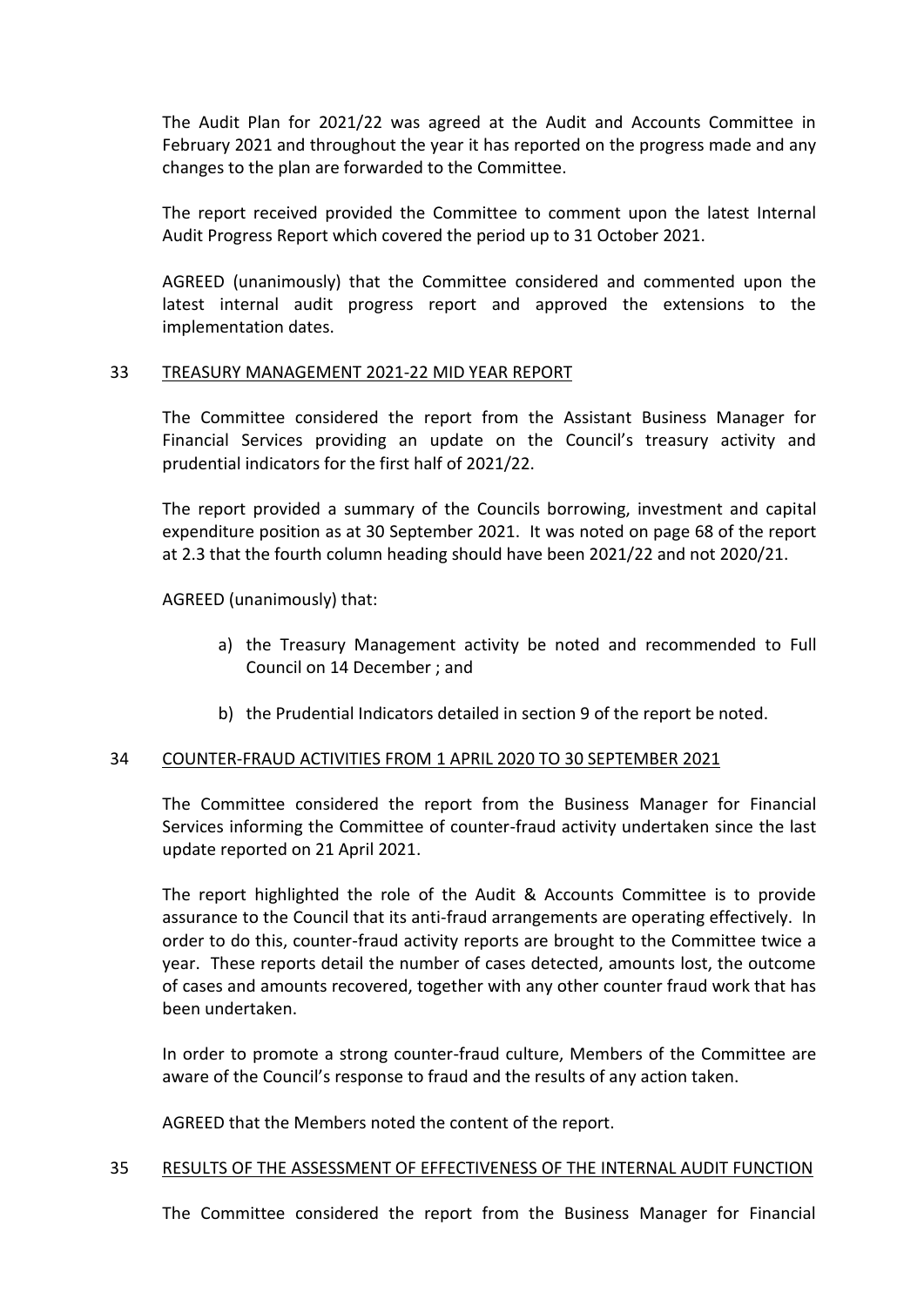The Audit Plan for 2021/22 was agreed at the Audit and Accounts Committee in February 2021 and throughout the year it has reported on the progress made and any changes to the plan are forwarded to the Committee.

The report received provided the Committee to comment upon the latest Internal Audit Progress Report which covered the period up to 31 October 2021.

AGREED (unanimously) that the Committee considered and commented upon the latest internal audit progress report and approved the extensions to the implementation dates.

## 33 TREASURY MANAGEMENT 2021-22 MID YEAR REPORT

The Committee considered the report from the Assistant Business Manager for Financial Services providing an update on the Council's treasury activity and prudential indicators for the first half of 2021/22.

The report provided a summary of the Councils borrowing, investment and capital expenditure position as at 30 September 2021. It was noted on page 68 of the report at 2.3 that the fourth column heading should have been 2021/22 and not 2020/21.

AGREED (unanimously) that:

a) the Treasury Management activity be noted and recommended to Full Council on 14 December ; and

b) the Prudential Indicators detailed in section 9 of the report be noted.

## 34 COUNTER-FRAUD ACTIVITIES FROM 1 APRIL 2020 TO 30 SEPTEMBER 2021

The Committee considered the report from the Business Manager for Financial Services informing the Committee of counter-fraud activity undertaken since the last update reported on 21 April 2021.

The report highlighted the role of the Audit & Accounts Committee is to provide assurance to the Council that its anti-fraud arrangements are operating effectively. In order to do this, counter-fraud activity reports are brought to the Committee twice a year. These reports detail the number of cases detected, amounts lost, the outcome of cases and amounts recovered, together with any other counter fraud work that has been undertaken.

In order to promote a strong counter-fraud culture, Members of the Committee are aware of the Council's response to fraud and the results of any action taken.

AGREED that the Members noted the content of the report.

## 35 RESULTS OF THE ASSESSMENT OF EFFECTIVENESS OF THE INTERNAL AUDIT FUNCTION

The Committee considered the report from the Business Manager for Financial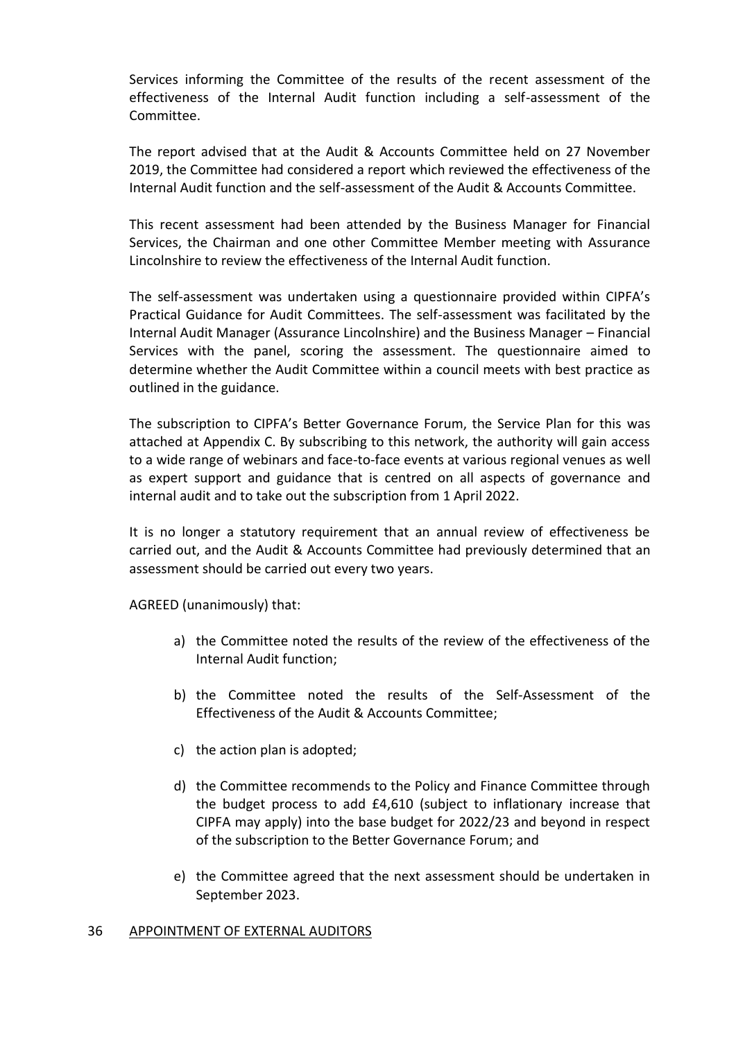Services informing the Committee of the results of the recent assessment of the effectiveness of the Internal Audit function including a self-assessment of the Committee.

The report advised that at the Audit & Accounts Committee held on 27 November 2019, the Committee had considered a report which reviewed the effectiveness of the Internal Audit function and the self-assessment of the Audit & Accounts Committee.

This recent assessment had been attended by the Business Manager for Financial Services, the Chairman and one other Committee Member meeting with Assurance Lincolnshire to review the effectiveness of the Internal Audit function.

The self-assessment was undertaken using a questionnaire provided within CIPFA's Practical Guidance for Audit Committees. The self-assessment was facilitated by the Internal Audit Manager (Assurance Lincolnshire) and the Business Manager – Financial Services with the panel, scoring the assessment. The questionnaire aimed to determine whether the Audit Committee within a council meets with best practice as outlined in the guidance.

The subscription to CIPFA's Better Governance Forum, the Service Plan for this was attached at Appendix C. By subscribing to this network, the authority will gain access to a wide range of webinars and face-to-face events at various regional venues as well as expert support and guidance that is centred on all aspects of governance and internal audit and to take out the subscription from 1 April 2022.

It is no longer a statutory requirement that an annual review of effectiveness be carried out, and the Audit & Accounts Committee had previously determined that an assessment should be carried out every two years.

AGREED (unanimously) that:

a) the Committee noted the results of the review of the effectiveness of the Internal Audit function;

b) the Committee noted the results of the Self-Assessment of the Effectiveness of the Audit & Accounts Committee;

c) the action plan is adopted;

d) the Committee recommends to the Policy and Finance Committee through the budget process to add £4,610 (subject to inflationary increase that CIPFA may apply) into the base budget for 2022/23 and beyond in respect of the subscription to the Better Governance Forum; and

e) the Committee agreed that the next assessment should be undertaken in September 2023.

## 36 APPOINTMENT OF EXTERNAL AUDITORS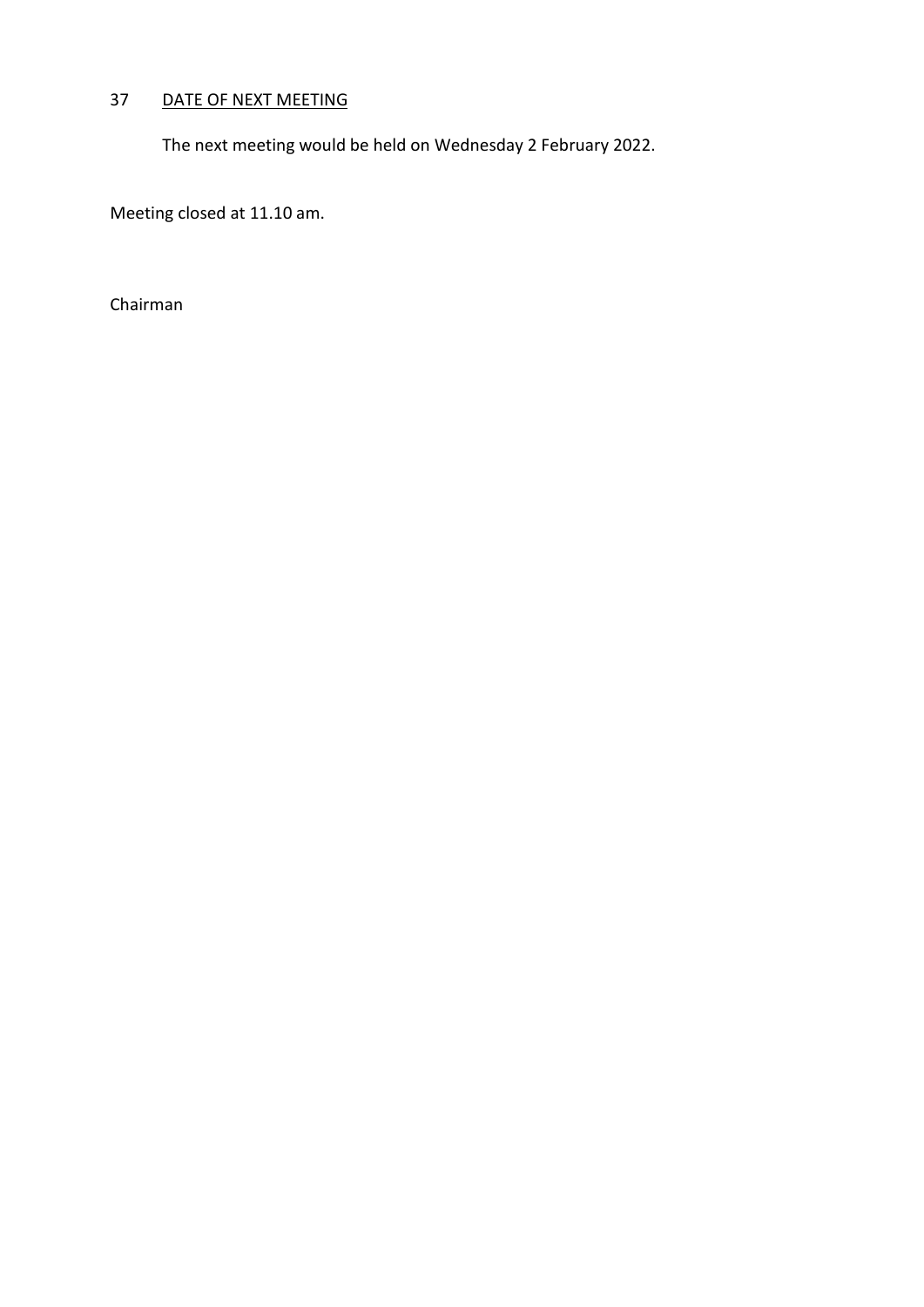## 37 DATE OF NEXT MEETING

The next meeting would be held on Wednesday 2 February 2022.

Meeting closed at 11.10 am.

Chairman